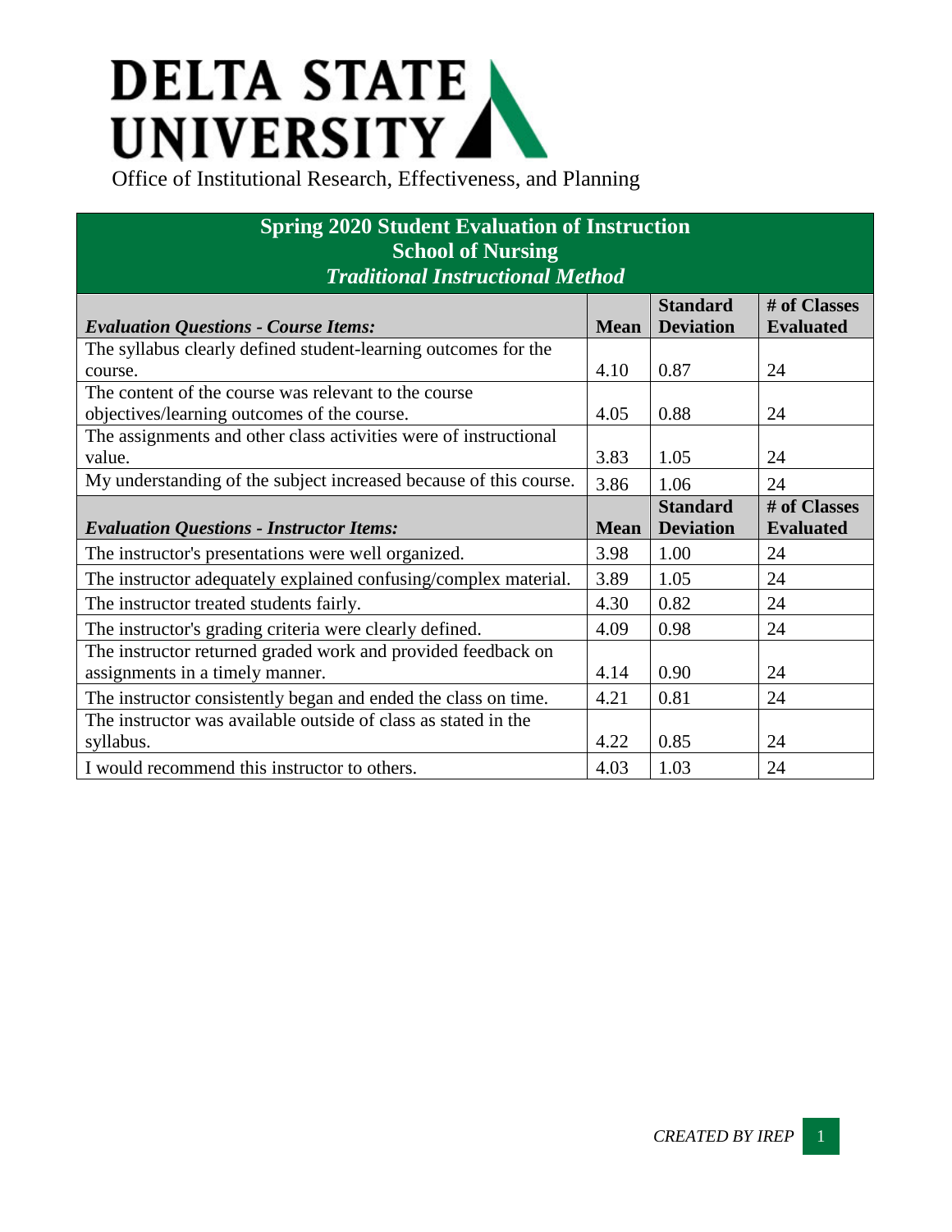# DELTA STATE UNIVERSITY

Office of Institutional Research, Effectiveness, and Planning

## Spring 2020 Student Evaluation of Instruction
## School of Nursing
### *Traditional Instructional Method*

| ***Evaluation Questions - Course Items:*** | **Mean** | **Standard Deviation** | **# of Classes Evaluated** |
|---|---|---|---|
| The syllabus clearly defined student-learning outcomes for the course. | 4.10 | 0.87 | 24 |
| The content of the course was relevant to the course objectives/learning outcomes of the course. | 4.05 | 0.88 | 24 |
| The assignments and other class activities were of instructional value. | 3.83 | 1.05 | 24 |
| My understanding of the subject increased because of this course. | 3.86 | 1.06 | 24 |
| ***Evaluation Questions - Instructor Items:*** | **Mean** | **Standard Deviation** | **# of Classes Evaluated** |
| The instructor's presentations were well organized. | 3.98 | 1.00 | 24 |
| The instructor adequately explained confusing/complex material. | 3.89 | 1.05 | 24 |
| The instructor treated students fairly. | 4.30 | 0.82 | 24 |
| The instructor's grading criteria were clearly defined. | 4.09 | 0.98 | 24 |
| The instructor returned graded work and provided feedback on assignments in a timely manner. | 4.14 | 0.90 | 24 |
| The instructor consistently began and ended the class on time. | 4.21 | 0.81 | 24 |
| The instructor was available outside of class as stated in the syllabus. | 4.22 | 0.85 | 24 |
| I would recommend this instructor to others. | 4.03 | 1.03 | 24 |

*CREATED BY IREP*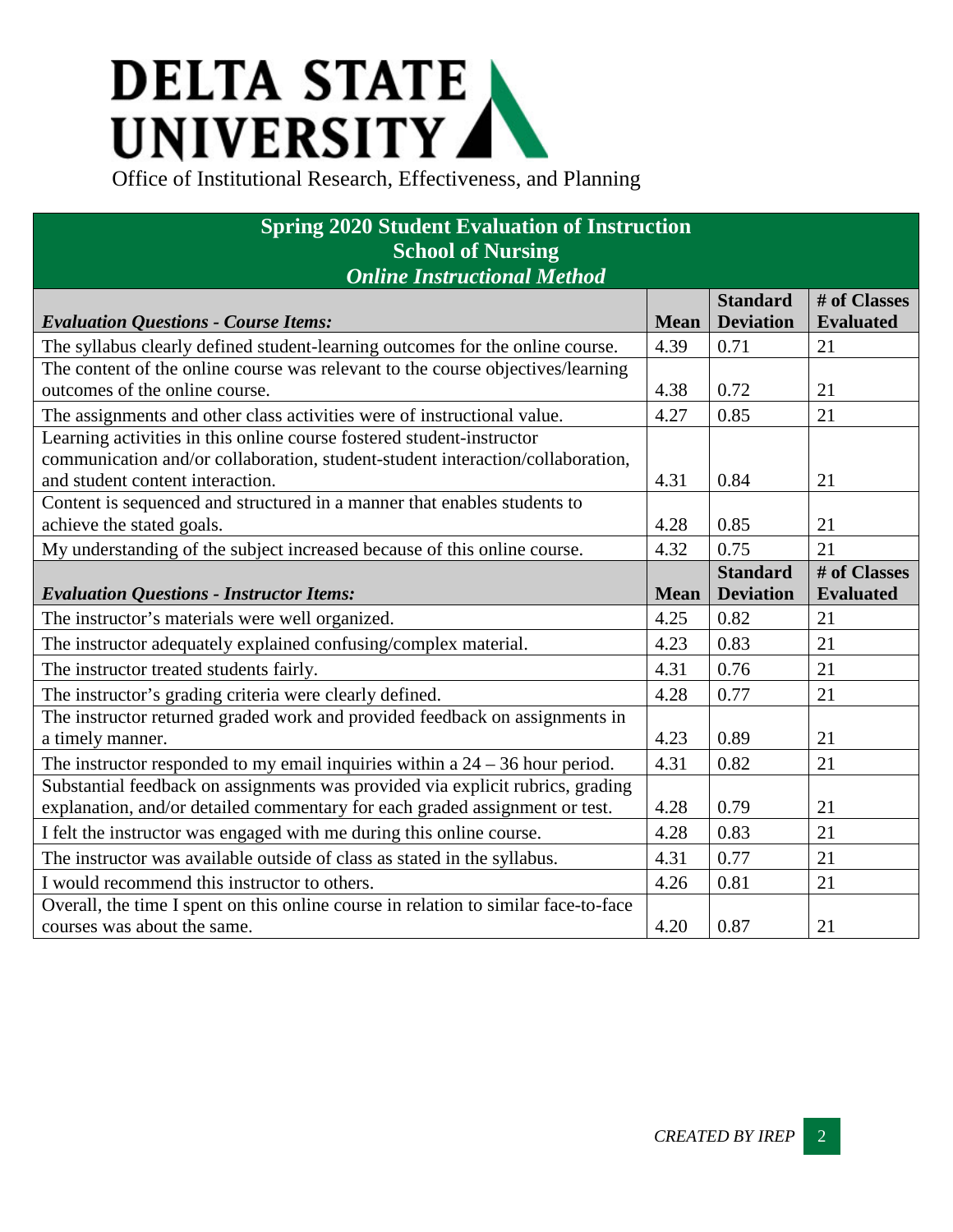# DELTA STATE UNIVERSITY

Office of Institutional Research, Effectiveness, and Planning

## Spring 2020 Student Evaluation of Instruction
## School of Nursing
## *Online Instructional Method*

| *Evaluation Questions - Course Items:* | Mean | Standard Deviation | # of Classes Evaluated |
|---|---|---|---|
| The syllabus clearly defined student-learning outcomes for the online course. | 4.39 | 0.71 | 21 |
| The content of the online course was relevant to the course objectives/learning outcomes of the online course. | 4.38 | 0.72 | 21 |
| The assignments and other class activities were of instructional value. | 4.27 | 0.85 | 21 |
| Learning activities in this online course fostered student-instructor communication and/or collaboration, student-student interaction/collaboration, and student content interaction. | 4.31 | 0.84 | 21 |
| Content is sequenced and structured in a manner that enables students to achieve the stated goals. | 4.28 | 0.85 | 21 |
| My understanding of the subject increased because of this online course. | 4.32 | 0.75 | 21 |
| ***Evaluation Questions - Instructor Items:*** | **Mean** | **Standard Deviation** | **# of Classes Evaluated** |
| The instructor's materials were well organized. | 4.25 | 0.82 | 21 |
| The instructor adequately explained confusing/complex material. | 4.23 | 0.83 | 21 |
| The instructor treated students fairly. | 4.31 | 0.76 | 21 |
| The instructor's grading criteria were clearly defined. | 4.28 | 0.77 | 21 |
| The instructor returned graded work and provided feedback on assignments in a timely manner. | 4.23 | 0.89 | 21 |
| The instructor responded to my email inquiries within a 24 – 36 hour period. | 4.31 | 0.82 | 21 |
| Substantial feedback on assignments was provided via explicit rubrics, grading explanation, and/or detailed commentary for each graded assignment or test. | 4.28 | 0.79 | 21 |
| I felt the instructor was engaged with me during this online course. | 4.28 | 0.83 | 21 |
| The instructor was available outside of class as stated in the syllabus. | 4.31 | 0.77 | 21 |
| I would recommend this instructor to others. | 4.26 | 0.81 | 21 |
| Overall, the time I spent on this online course in relation to similar face-to-face courses was about the same. | 4.20 | 0.87 | 21 |

*CREATED BY IREP*